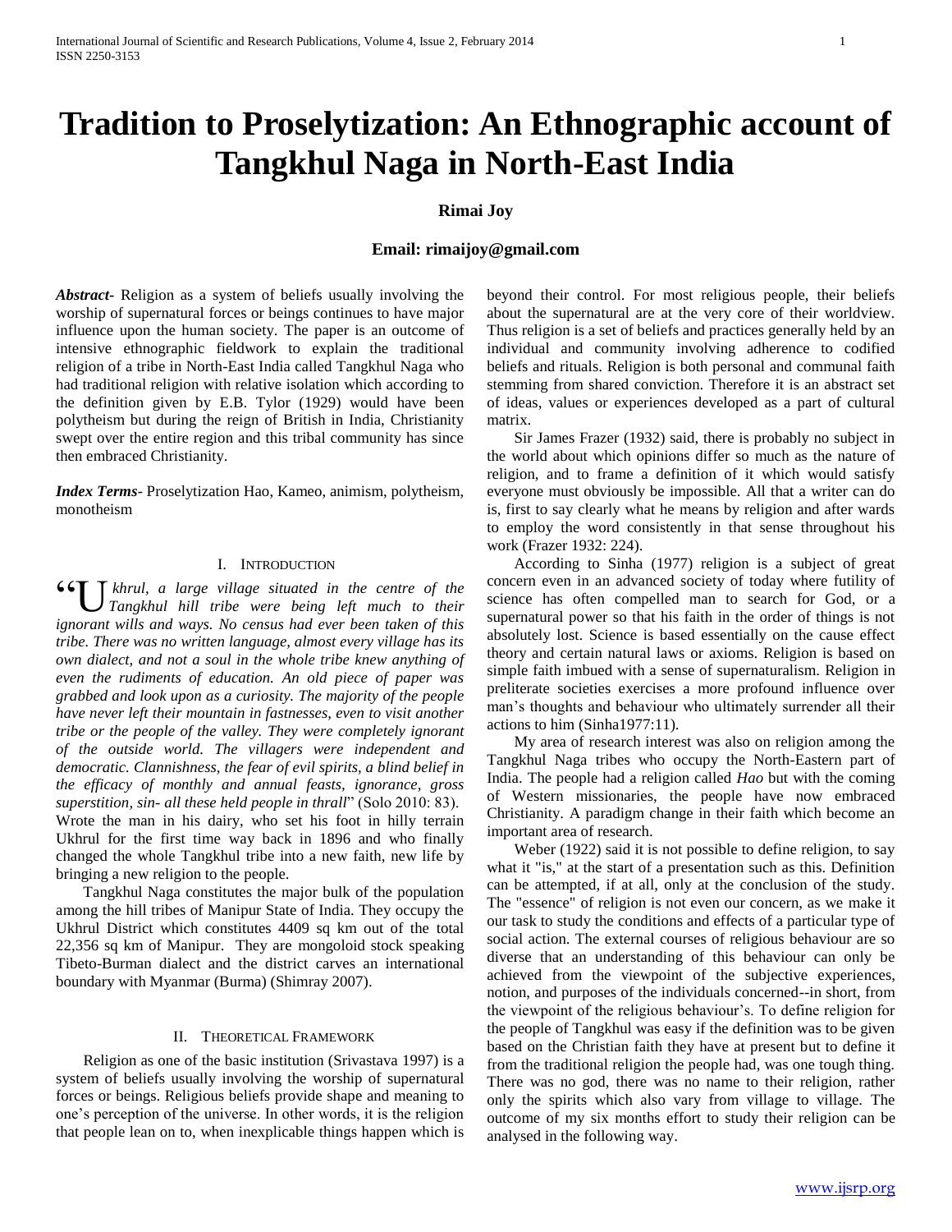# Tradition to Proselytization: An Ethnographic account of Tangkhul Naga in North-East India

**Rimai Joy**

**Email: rimaijoy@gmail.com**

***Abstract*-** Religion as a system of beliefs usually involving the worship of supernatural forces or beings continues to have major influence upon the human society. The paper is an outcome of intensive ethnographic fieldwork to explain the traditional religion of a tribe in North-East India called Tangkhul Naga who had traditional religion with relative isolation which according to the definition given by E.B. Tylor (1929) would have been polytheism but during the reign of British in India, Christianity swept over the entire region and this tribal community has since then embraced Christianity.

***Index Terms*-** Proselytization Hao, Kameo, animism, polytheism, monotheism

## I. Introduction

"*Ukhrul, a large village situated in the centre of the Tangkhul hill tribe were being left much to their ignorant wills and ways. No census had ever been taken of this tribe. There was no written language, almost every village has its own dialect, and not a soul in the whole tribe knew anything of even the rudiments of education. An old piece of paper was grabbed and look upon as a curiosity. The majority of the people have never left their mountain in fastnesses, even to visit another tribe or the people of the valley. They were completely ignorant of the outside world. The villagers were independent and democratic. Clannishness, the fear of evil spirits, a blind belief in the efficacy of monthly and annual feasts, ignorance, gross superstition, sin- all these held people in thrall*" (Solo 2010: 83). Wrote the man in his dairy, who set his foot in hilly terrain Ukhrul for the first time way back in 1896 and who finally changed the whole Tangkhul tribe into a new faith, new life by bringing a new religion to the people.

Tangkhul Naga constitutes the major bulk of the population among the hill tribes of Manipur State of India. They occupy the Ukhrul District which constitutes 4409 sq km out of the total 22,356 sq km of Manipur. They are mongoloid stock speaking Tibeto-Burman dialect and the district carves an international boundary with Myanmar (Burma) (Shimray 2007).

## II. Theoretical Framework

Religion as one of the basic institution (Srivastava 1997) is a system of beliefs usually involving the worship of supernatural forces or beings. Religious beliefs provide shape and meaning to one's perception of the universe. In other words, it is the religion that people lean on to, when inexplicable things happen which is beyond their control. For most religious people, their beliefs about the supernatural are at the very core of their worldview. Thus religion is a set of beliefs and practices generally held by an individual and community involving adherence to codified beliefs and rituals. Religion is both personal and communal faith stemming from shared conviction. Therefore it is an abstract set of ideas, values or experiences developed as a part of cultural matrix.

Sir James Frazer (1932) said, there is probably no subject in the world about which opinions differ so much as the nature of religion, and to frame a definition of it which would satisfy everyone must obviously be impossible. All that a writer can do is, first to say clearly what he means by religion and after wards to employ the word consistently in that sense throughout his work (Frazer 1932: 224).

According to Sinha (1977) religion is a subject of great concern even in an advanced society of today where futility of science has often compelled man to search for God, or a supernatural power so that his faith in the order of things is not absolutely lost. Science is based essentially on the cause effect theory and certain natural laws or axioms. Religion is based on simple faith imbued with a sense of supernaturalism. Religion in preliterate societies exercises a more profound influence over man's thoughts and behaviour who ultimately surrender all their actions to him (Sinha1977:11).

My area of research interest was also on religion among the Tangkhul Naga tribes who occupy the North-Eastern part of India. The people had a religion called *Hao* but with the coming of Western missionaries, the people have now embraced Christianity. A paradigm change in their faith which become an important area of research.

Weber (1922) said it is not possible to define religion, to say what it "is," at the start of a presentation such as this. Definition can be attempted, if at all, only at the conclusion of the study. The "essence" of religion is not even our concern, as we make it our task to study the conditions and effects of a particular type of social action. The external courses of religious behaviour are so diverse that an understanding of this behaviour can only be achieved from the viewpoint of the subjective experiences, notion, and purposes of the individuals concerned--in short, from the viewpoint of the religious behaviour's. To define religion for the people of Tangkhul was easy if the definition was to be given based on the Christian faith they have at present but to define it from the traditional religion the people had, was one tough thing. There was no god, there was no name to their religion, rather only the spirits which also vary from village to village. The outcome of my six months effort to study their religion can be analysed in the following way.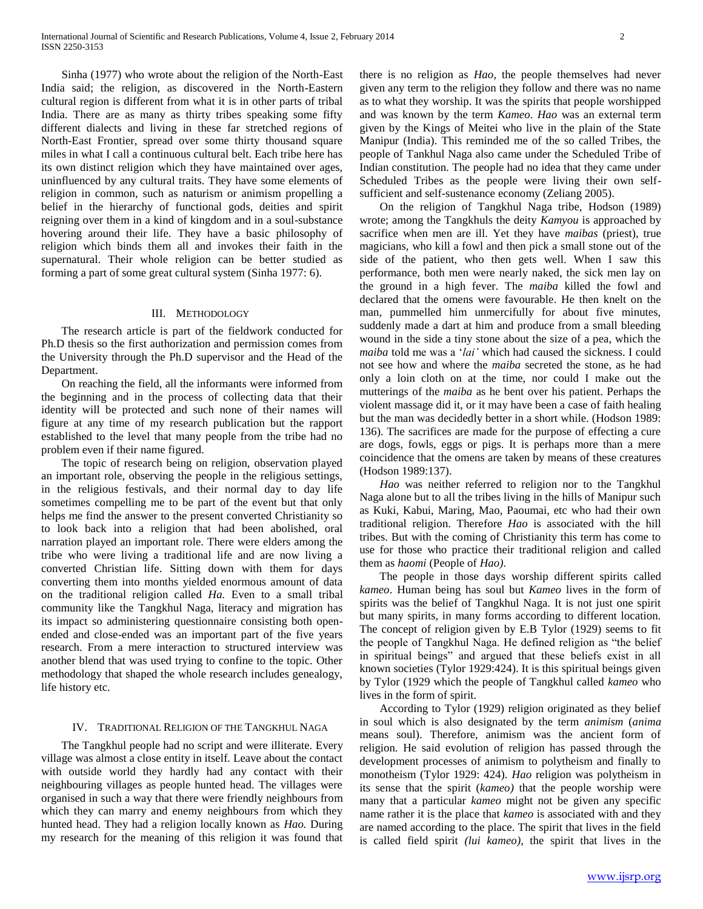Sinha (1977) who wrote about the religion of the North-East India said; the religion, as discovered in the North-Eastern cultural region is different from what it is in other parts of tribal India. There are as many as thirty tribes speaking some fifty different dialects and living in these far stretched regions of North-East Frontier, spread over some thirty thousand square miles in what I call a continuous cultural belt. Each tribe here has its own distinct religion which they have maintained over ages, uninfluenced by any cultural traits. They have some elements of religion in common, such as naturism or animism propelling a belief in the hierarchy of functional gods, deities and spirit reigning over them in a kind of kingdom and in a soul-substance hovering around their life. They have a basic philosophy of religion which binds them all and invokes their faith in the supernatural. Their whole religion can be better studied as forming a part of some great cultural system (Sinha 1977: 6).

## III. Methodology

The research article is part of the fieldwork conducted for Ph.D thesis so the first authorization and permission comes from the University through the Ph.D supervisor and the Head of the Department.

On reaching the field, all the informants were informed from the beginning and in the process of collecting data that their identity will be protected and such none of their names will figure at any time of my research publication but the rapport established to the level that many people from the tribe had no problem even if their name figured.

The topic of research being on religion, observation played an important role, observing the people in the religious settings, in the religious festivals, and their normal day to day life sometimes compelling me to be part of the event but that only helps me find the answer to the present converted Christianity so to look back into a religion that had been abolished, oral narration played an important role. There were elders among the tribe who were living a traditional life and are now living a converted Christian life. Sitting down with them for days converting them into months yielded enormous amount of data on the traditional religion called *Ha.* Even to a small tribal community like the Tangkhul Naga, literacy and migration has its impact so administering questionnaire consisting both open-ended and close-ended was an important part of the five years research. From a mere interaction to structured interview was another blend that was used trying to confine to the topic. Other methodology that shaped the whole research includes genealogy, life history etc.

## IV. Traditional Religion of the Tangkhul Naga

The Tangkhul people had no script and were illiterate. Every village was almost a close entity in itself. Leave about the contact with outside world they hardly had any contact with their neighbouring villages as people hunted head. The villages were organised in such a way that there were friendly neighbours from which they can marry and enemy neighbours from which they hunted head. They had a religion locally known as *Hao.* During my research for the meaning of this religion it was found that there is no religion as *Hao*, the people themselves had never given any term to the religion they follow and there was no name as to what they worship. It was the spirits that people worshipped and was known by the term *Kameo*. *Hao* was an external term given by the Kings of Meitei who live in the plain of the State Manipur (India). This reminded me of the so called Tribes, the people of Tankhul Naga also came under the Scheduled Tribe of Indian constitution. The people had no idea that they came under Scheduled Tribes as the people were living their own self-sufficient and self-sustenance economy (Zeliang 2005).

On the religion of Tangkhul Naga tribe, Hodson (1989) wrote; among the Tangkhuls the deity *Kamyou* is approached by sacrifice when men are ill. Yet they have *maibas* (priest), true magicians, who kill a fowl and then pick a small stone out of the side of the patient, who then gets well. When I saw this performance, both men were nearly naked, the sick men lay on the ground in a high fever. The *maiba* killed the fowl and declared that the omens were favourable. He then knelt on the man, pummelled him unmercifully for about five minutes, suddenly made a dart at him and produce from a small bleeding wound in the side a tiny stone about the size of a pea, which the *maiba* told me was a '*lai'* which had caused the sickness. I could not see how and where the *maiba* secreted the stone, as he had only a loin cloth on at the time, nor could I make out the mutterings of the *maiba* as he bent over his patient. Perhaps the violent massage did it, or it may have been a case of faith healing but the man was decidedly better in a short while. (Hodson 1989: 136). The sacrifices are made for the purpose of effecting a cure are dogs, fowls, eggs or pigs. It is perhaps more than a mere coincidence that the omens are taken by means of these creatures (Hodson 1989:137).

*Hao* was neither referred to religion nor to the Tangkhul Naga alone but to all the tribes living in the hills of Manipur such as Kuki, Kabui, Maring, Mao, Paoumai, etc who had their own traditional religion. Therefore *Hao* is associated with the hill tribes. But with the coming of Christianity this term has come to use for those who practice their traditional religion and called them as *haomi* (People of *Hao).*

The people in those days worship different spirits called *kameo*. Human being has soul but *Kameo* lives in the form of spirits was the belief of Tangkhul Naga. It is not just one spirit but many spirits, in many forms according to different location. The concept of religion given by E.B Tylor (1929) seems to fit the people of Tangkhul Naga. He defined religion as "the belief in spiritual beings" and argued that these beliefs exist in all known societies (Tylor 1929:424). It is this spiritual beings given by Tylor (1929 which the people of Tangkhul called *kameo* who lives in the form of spirit.

According to Tylor (1929) religion originated as they belief in soul which is also designated by the term *animism* (*anima* means soul). Therefore, animism was the ancient form of religion. He said evolution of religion has passed through the development processes of animism to polytheism and finally to monotheism (Tylor 1929: 424). *Hao* religion was polytheism in its sense that the spirit (*kameo)* that the people worship were many that a particular *kameo* might not be given any specific name rather it is the place that *kameo* is associated with and they are named according to the place. The spirit that lives in the field is called field spirit *(lui kameo)*, the spirit that lives in the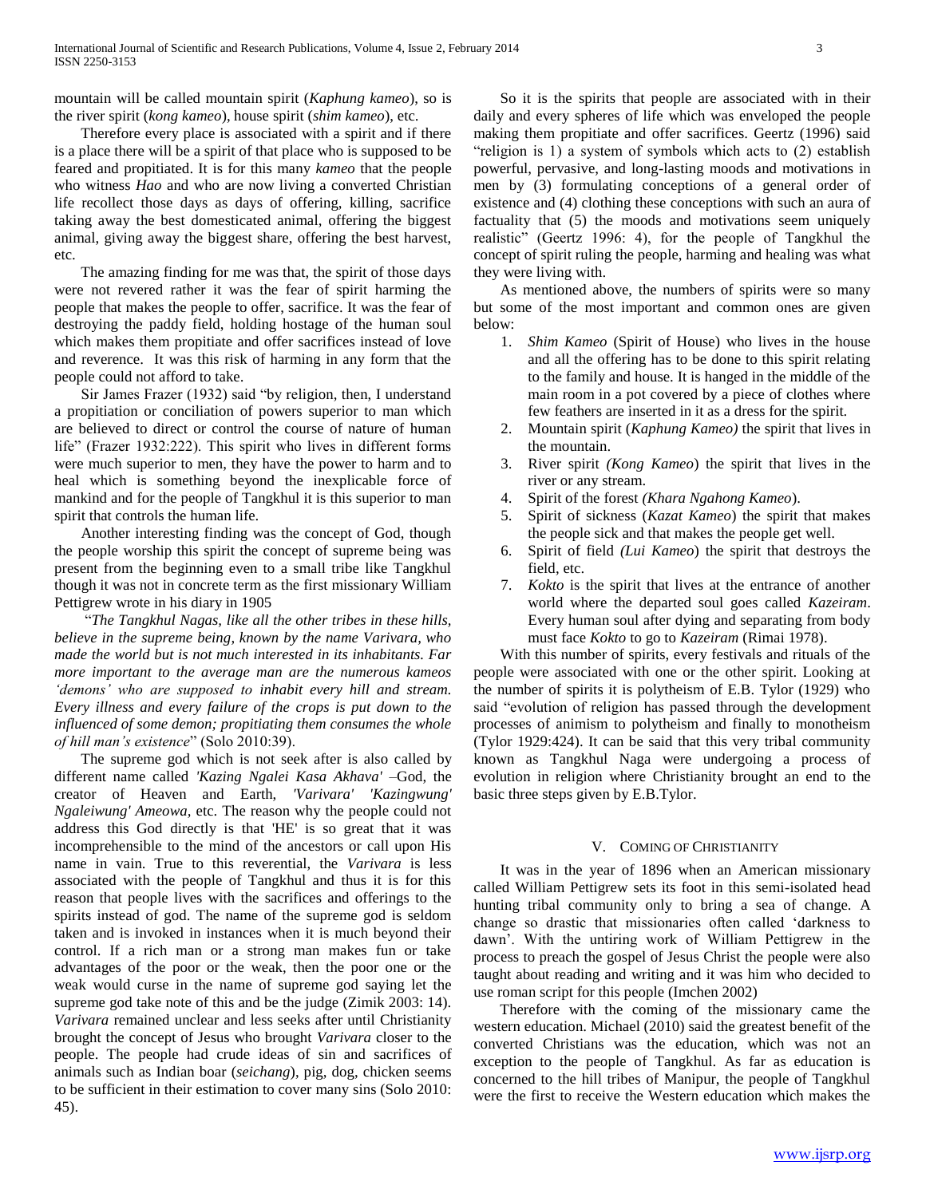mountain will be called mountain spirit (*Kaphung kameo*), so is the river spirit (*kong kameo*), house spirit (*shim kameo*), etc.

Therefore every place is associated with a spirit and if there is a place there will be a spirit of that place who is supposed to be feared and propitiated. It is for this many *kameo* that the people who witness *Hao* and who are now living a converted Christian life recollect those days as days of offering, killing, sacrifice taking away the best domesticated animal, offering the biggest animal, giving away the biggest share, offering the best harvest, etc.

The amazing finding for me was that, the spirit of those days were not revered rather it was the fear of spirit harming the people that makes the people to offer, sacrifice. It was the fear of destroying the paddy field, holding hostage of the human soul which makes them propitiate and offer sacrifices instead of love and reverence. It was this risk of harming in any form that the people could not afford to take.

Sir James Frazer (1932) said "by religion, then, I understand a propitiation or conciliation of powers superior to man which are believed to direct or control the course of nature of human life" (Frazer 1932:222). This spirit who lives in different forms were much superior to men, they have the power to harm and to heal which is something beyond the inexplicable force of mankind and for the people of Tangkhul it is this superior to man spirit that controls the human life.

Another interesting finding was the concept of God, though the people worship this spirit the concept of supreme being was present from the beginning even to a small tribe like Tangkhul though it was not in concrete term as the first missionary William Pettigrew wrote in his diary in 1905

"*The Tangkhul Nagas, like all the other tribes in these hills, believe in the supreme being, known by the name Varivara, who made the world but is not much interested in its inhabitants. Far more important to the average man are the numerous kameos 'demons' who are supposed to inhabit every hill and stream. Every illness and every failure of the crops is put down to the influenced of some demon; propitiating them consumes the whole of hill man's existence*" (Solo 2010:39).

The supreme god which is not seek after is also called by different name called *'Kazing Ngalei Kasa Akhava'* –God, the creator of Heaven and Earth, *'Varivara' 'Kazingwung' Ngaleiwung' Ameowa*, etc. The reason why the people could not address this God directly is that 'HE' is so great that it was incomprehensible to the mind of the ancestors or call upon His name in vain. True to this reverential, the *Varivara* is less associated with the people of Tangkhul and thus it is for this reason that people lives with the sacrifices and offerings to the spirits instead of god. The name of the supreme god is seldom taken and is invoked in instances when it is much beyond their control. If a rich man or a strong man makes fun or take advantages of the poor or the weak, then the poor one or the weak would curse in the name of supreme god saying let the supreme god take note of this and be the judge (Zimik 2003: 14). *Varivara* remained unclear and less seeks after until Christianity brought the concept of Jesus who brought *Varivara* closer to the people. The people had crude ideas of sin and sacrifices of animals such as Indian boar (*seichang*), pig, dog, chicken seems to be sufficient in their estimation to cover many sins (Solo 2010: 45).

So it is the spirits that people are associated with in their daily and every spheres of life which was enveloped the people making them propitiate and offer sacrifices. Geertz (1996) said "religion is 1) a system of symbols which acts to (2) establish powerful, pervasive, and long-lasting moods and motivations in men by (3) formulating conceptions of a general order of existence and (4) clothing these conceptions with such an aura of factuality that (5) the moods and motivations seem uniquely realistic" (Geertz 1996: 4), for the people of Tangkhul the concept of spirit ruling the people, harming and healing was what they were living with.

As mentioned above, the numbers of spirits were so many but some of the most important and common ones are given below:

1. *Shim Kameo* (Spirit of House) who lives in the house and all the offering has to be done to this spirit relating to the family and house. It is hanged in the middle of the main room in a pot covered by a piece of clothes where few feathers are inserted in it as a dress for the spirit.
2. Mountain spirit (*Kaphung Kameo)* the spirit that lives in the mountain.
3. River spirit *(Kong Kameo*) the spirit that lives in the river or any stream.
4. Spirit of the forest *(Khara Ngahong Kameo*).
5. Spirit of sickness (*Kazat Kameo*) the spirit that makes the people sick and that makes the people get well.
6. Spirit of field *(Lui Kameo*) the spirit that destroys the field, etc.
7. *Kokto* is the spirit that lives at the entrance of another world where the departed soul goes called *Kazeiram*. Every human soul after dying and separating from body must face *Kokto* to go to *Kazeiram* (Rimai 1978).

With this number of spirits, every festivals and rituals of the people were associated with one or the other spirit. Looking at the number of spirits it is polytheism of E.B. Tylor (1929) who said "evolution of religion has passed through the development processes of animism to polytheism and finally to monotheism (Tylor 1929:424). It can be said that this very tribal community known as Tangkhul Naga were undergoing a process of evolution in religion where Christianity brought an end to the basic three steps given by E.B.Tylor.

## V. Coming of Christianity

It was in the year of 1896 when an American missionary called William Pettigrew sets its foot in this semi-isolated head hunting tribal community only to bring a sea of change. A change so drastic that missionaries often called 'darkness to dawn'. With the untiring work of William Pettigrew in the process to preach the gospel of Jesus Christ the people were also taught about reading and writing and it was him who decided to use roman script for this people (Imchen 2002)

Therefore with the coming of the missionary came the western education. Michael (2010) said the greatest benefit of the converted Christians was the education, which was not an exception to the people of Tangkhul. As far as education is concerned to the hill tribes of Manipur, the people of Tangkhul were the first to receive the Western education which makes the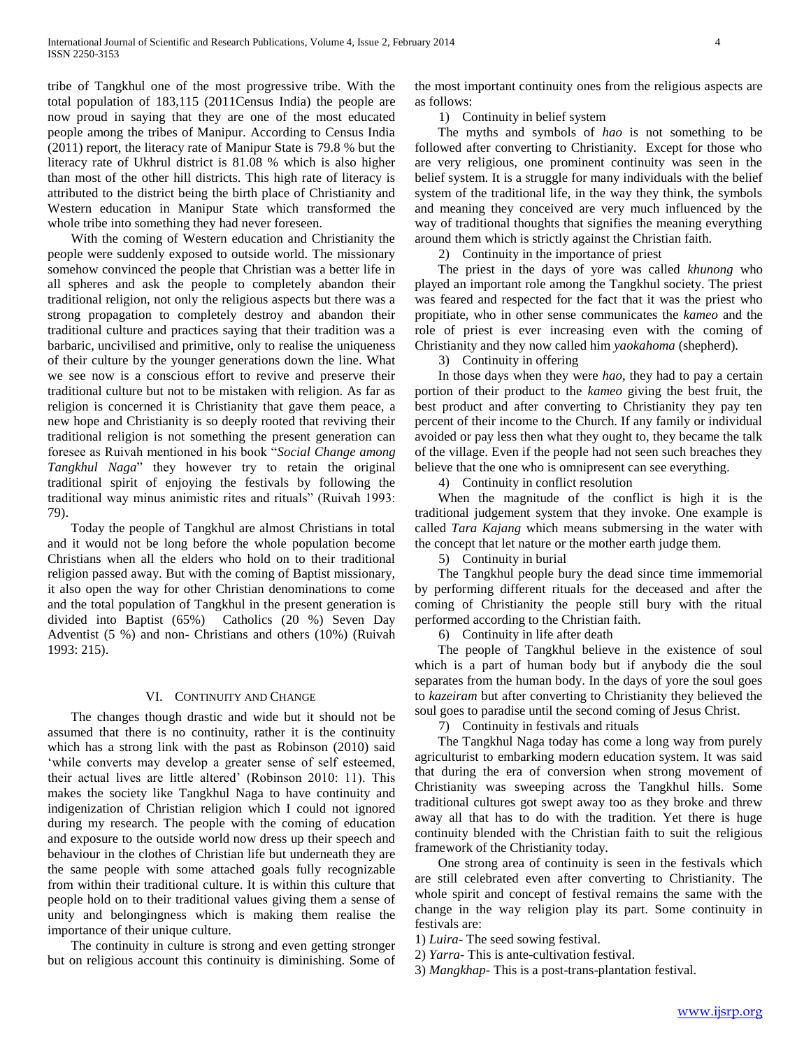tribe of Tangkhul one of the most progressive tribe. With the total population of 183,115 (2011Census India) the people are now proud in saying that they are one of the most educated people among the tribes of Manipur. According to Census India (2011) report, the literacy rate of Manipur State is 79.8 % but the literacy rate of Ukhrul district is 81.08 % which is also higher than most of the other hill districts. This high rate of literacy is attributed to the district being the birth place of Christianity and Western education in Manipur State which transformed the whole tribe into something they had never foreseen.

With the coming of Western education and Christianity the people were suddenly exposed to outside world. The missionary somehow convinced the people that Christian was a better life in all spheres and ask the people to completely abandon their traditional religion, not only the religious aspects but there was a strong propagation to completely destroy and abandon their traditional culture and practices saying that their tradition was a barbaric, uncivilised and primitive, only to realise the uniqueness of their culture by the younger generations down the line. What we see now is a conscious effort to revive and preserve their traditional culture but not to be mistaken with religion. As far as religion is concerned it is Christianity that gave them peace, a new hope and Christianity is so deeply rooted that reviving their traditional religion is not something the present generation can foresee as Ruivah mentioned in his book "*Social Change among Tangkhul Naga*" they however try to retain the original traditional spirit of enjoying the festivals by following the traditional way minus animistic rites and rituals" (Ruivah 1993: 79).

Today the people of Tangkhul are almost Christians in total and it would not be long before the whole population become Christians when all the elders who hold on to their traditional religion passed away. But with the coming of Baptist missionary, it also open the way for other Christian denominations to come and the total population of Tangkhul in the present generation is divided into Baptist (65%) Catholics (20 %) Seven Day Adventist (5 %) and non- Christians and others (10%) (Ruivah 1993: 215).

## VI. Continuity and Change

The changes though drastic and wide but it should not be assumed that there is no continuity, rather it is the continuity which has a strong link with the past as Robinson (2010) said 'while converts may develop a greater sense of self esteemed, their actual lives are little altered' (Robinson 2010: 11). This makes the society like Tangkhul Naga to have continuity and indigenization of Christian religion which I could not ignored during my research. The people with the coming of education and exposure to the outside world now dress up their speech and behaviour in the clothes of Christian life but underneath they are the same people with some attached goals fully recognizable from within their traditional culture. It is within this culture that people hold on to their traditional values giving them a sense of unity and belongingness which is making them realise the importance of their unique culture.

The continuity in culture is strong and even getting stronger but on religious account this continuity is diminishing. Some of the most important continuity ones from the religious aspects are as follows:

1) Continuity in belief system

The myths and symbols of *hao* is not something to be followed after converting to Christianity. Except for those who are very religious, one prominent continuity was seen in the belief system. It is a struggle for many individuals with the belief system of the traditional life, in the way they think, the symbols and meaning they conceived are very much influenced by the way of traditional thoughts that signifies the meaning everything around them which is strictly against the Christian faith.

2) Continuity in the importance of priest

The priest in the days of yore was called *khunong* who played an important role among the Tangkhul society. The priest was feared and respected for the fact that it was the priest who propitiate, who in other sense communicates the *kameo* and the role of priest is ever increasing even with the coming of Christianity and they now called him *yaokahoma* (shepherd).

3) Continuity in offering

In those days when they were *hao*, they had to pay a certain portion of their product to the *kameo* giving the best fruit, the best product and after converting to Christianity they pay ten percent of their income to the Church. If any family or individual avoided or pay less then what they ought to, they became the talk of the village. Even if the people had not seen such breaches they believe that the one who is omnipresent can see everything.

4) Continuity in conflict resolution

When the magnitude of the conflict is high it is the traditional judgement system that they invoke. One example is called *Tara Kajang* which means submersing in the water with the concept that let nature or the mother earth judge them.

5) Continuity in burial

The Tangkhul people bury the dead since time immemorial by performing different rituals for the deceased and after the coming of Christianity the people still bury with the ritual performed according to the Christian faith.

6) Continuity in life after death

The people of Tangkhul believe in the existence of soul which is a part of human body but if anybody die the soul separates from the human body. In the days of yore the soul goes to *kazeiram* but after converting to Christianity they believed the soul goes to paradise until the second coming of Jesus Christ.

7) Continuity in festivals and rituals

The Tangkhul Naga today has come a long way from purely agriculturist to embarking modern education system. It was said that during the era of conversion when strong movement of Christianity was sweeping across the Tangkhul hills. Some traditional cultures got swept away too as they broke and threw away all that has to do with the tradition. Yet there is huge continuity blended with the Christian faith to suit the religious framework of the Christianity today.

One strong area of continuity is seen in the festivals which are still celebrated even after converting to Christianity. The whole spirit and concept of festival remains the same with the change in the way religion play its part. Some continuity in festivals are:

1) *Luira*- The seed sowing festival.
2) *Yarra*- This is ante-cultivation festival.
3) *Mangkhap*- This is a post-trans-plantation festival.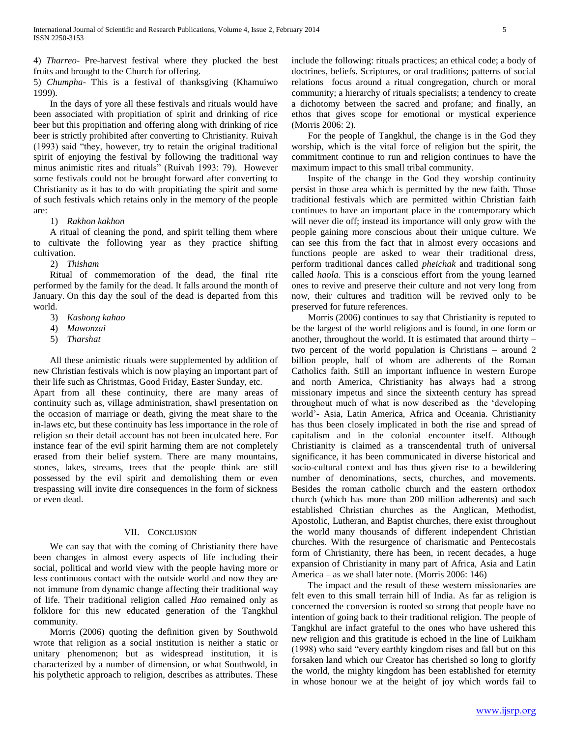4) *Tharreo*- Pre-harvest festival where they plucked the best fruits and brought to the Church for offering.

5) *Chumpha*- This is a festival of thanksgiving (Khamuiwo 1999).

In the days of yore all these festivals and rituals would have been associated with propitiation of spirit and drinking of rice beer but this propitiation and offering along with drinking of rice beer is strictly prohibited after converting to Christianity. Ruivah (1993) said "they, however, try to retain the original traditional spirit of enjoying the festival by following the traditional way minus animistic rites and rituals" (Ruivah 1993: 79). However some festivals could not be brought forward after converting to Christianity as it has to do with propitiating the spirit and some of such festivals which retains only in the memory of the people are:

1) *Rakhon kakhon*

A ritual of cleaning the pond, and spirit telling them where to cultivate the following year as they practice shifting cultivation.

2) *Thisham*

Ritual of commemoration of the dead, the final rite performed by the family for the dead. It falls around the month of January. On this day the soul of the dead is departed from this world.

3) *Kashong kahao*

4) *Mawonzai*

5) *Tharshat*

All these animistic rituals were supplemented by addition of new Christian festivals which is now playing an important part of their life such as Christmas, Good Friday, Easter Sunday, etc.

Apart from all these continuity, there are many areas of continuity such as, village administration, shawl presentation on the occasion of marriage or death, giving the meat share to the in-laws etc, but these continuity has less importance in the role of religion so their detail account has not been inculcated here. For instance fear of the evil spirit harming them are not completely erased from their belief system. There are many mountains, stones, lakes, streams, trees that the people think are still possessed by the evil spirit and demolishing them or even trespassing will invite dire consequences in the form of sickness or even dead.

## VII. Conclusion

We can say that with the coming of Christianity there have been changes in almost every aspects of life including their social, political and world view with the people having more or less continuous contact with the outside world and now they are not immune from dynamic change affecting their traditional way of life. Their traditional religion called *Hao* remained only as folklore for this new educated generation of the Tangkhul community.

Morris (2006) quoting the definition given by Southwold wrote that religion as a social institution is neither a static or unitary phenomenon; but as widespread institution, it is characterized by a number of dimension, or what Southwold, in his polythetic approach to religion, describes as attributes. These include the following: rituals practices; an ethical code; a body of doctrines, beliefs. Scriptures, or oral traditions; patterns of social relations focus around a ritual congregation, church or moral community; a hierarchy of rituals specialists; a tendency to create a dichotomy between the sacred and profane; and finally, an ethos that gives scope for emotional or mystical experience (Morris 2006: 2).

For the people of Tangkhul, the change is in the God they worship, which is the vital force of religion but the spirit, the commitment continue to run and religion continues to have the maximum impact to this small tribal community.

Inspite of the change in the God they worship continuity persist in those area which is permitted by the new faith. Those traditional festivals which are permitted within Christian faith continues to have an important place in the contemporary which will never die off; instead its importance will only grow with the people gaining more conscious about their unique culture. We can see this from the fact that in almost every occasions and functions people are asked to wear their traditional dress, perform traditional dances called *pheichak* and traditional song called *haola.* This is a conscious effort from the young learned ones to revive and preserve their culture and not very long from now, their cultures and tradition will be revived only to be preserved for future references.

Morris (2006) continues to say that Christianity is reputed to be the largest of the world religions and is found, in one form or another, throughout the world. It is estimated that around thirty – two percent of the world population is Christians – around 2 billion people, half of whom are adherents of the Roman Catholics faith. Still an important influence in western Europe and north America, Christianity has always had a strong missionary impetus and since the sixteenth century has spread throughout much of what is now described as the 'developing world'- Asia, Latin America, Africa and Oceania. Christianity has thus been closely implicated in both the rise and spread of capitalism and in the colonial encounter itself. Although Christianity is claimed as a transcendental truth of universal significance, it has been communicated in diverse historical and socio-cultural context and has thus given rise to a bewildering number of denominations, sects, churches, and movements. Besides the roman catholic church and the eastern orthodox church (which has more than 200 million adherents) and such established Christian churches as the Anglican, Methodist, Apostolic, Lutheran, and Baptist churches, there exist throughout the world many thousands of different independent Christian churches. With the resurgence of charismatic and Pentecostals form of Christianity, there has been, in recent decades, a huge expansion of Christianity in many part of Africa, Asia and Latin America – as we shall later note. (Morris 2006: 146)

The impact and the result of these western missionaries are felt even to this small terrain hill of India. As far as religion is concerned the conversion is rooted so strong that people have no intention of going back to their traditional religion. The people of Tangkhul are infact grateful to the ones who have ushered this new religion and this gratitude is echoed in the line of Luikham (1998) who said "every earthly kingdom rises and fall but on this forsaken land which our Creator has cherished so long to glorify the world, the mighty kingdom has been established for eternity in whose honour we at the height of joy which words fail to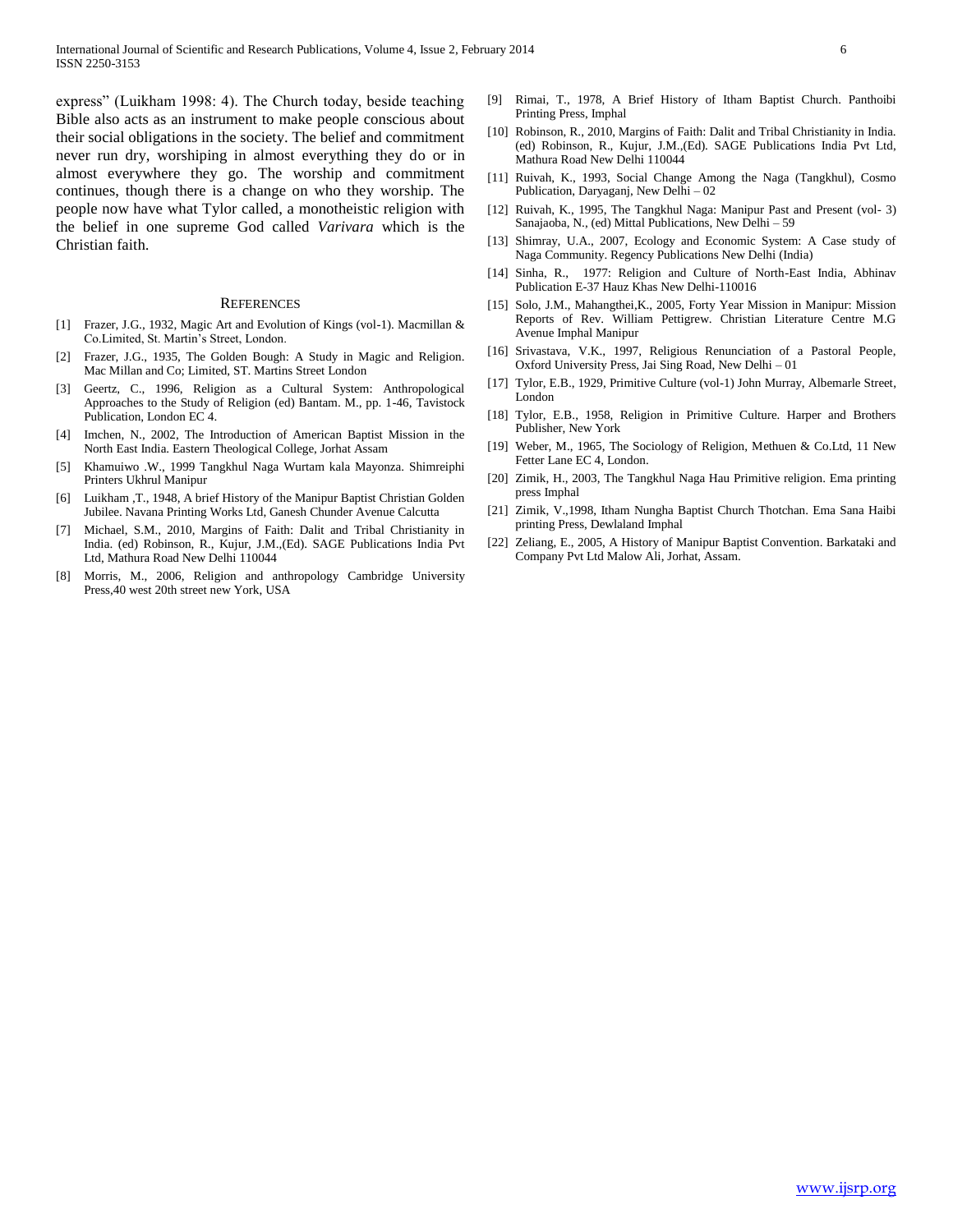express" (Luikham 1998: 4). The Church today, beside teaching Bible also acts as an instrument to make people conscious about their social obligations in the society. The belief and commitment never run dry, worshiping in almost everything they do or in almost everywhere they go. The worship and commitment continues, though there is a change on who they worship. The people now have what Tylor called, a monotheistic religion with the belief in one supreme God called *Varivara* which is the Christian faith.

## REFERENCES

[1] Frazer, J.G., 1932, Magic Art and Evolution of Kings (vol-1). Macmillan & Co.Limited, St. Martin's Street, London.

[2] Frazer, J.G., 1935, The Golden Bough: A Study in Magic and Religion. Mac Millan and Co; Limited, ST. Martins Street London

[3] Geertz, C., 1996, Religion as a Cultural System: Anthropological Approaches to the Study of Religion (ed) Bantam. M., pp. 1-46, Tavistock Publication, London EC 4.

[4] Imchen, N., 2002, The Introduction of American Baptist Mission in the North East India. Eastern Theological College, Jorhat Assam

[5] Khamuiwo .W., 1999 Tangkhul Naga Wurtam kala Mayonza. Shimreiphi Printers Ukhrul Manipur

[6] Luikham ,T., 1948, A brief History of the Manipur Baptist Christian Golden Jubilee. Navana Printing Works Ltd, Ganesh Chunder Avenue Calcutta

[7] Michael, S.M., 2010, Margins of Faith: Dalit and Tribal Christianity in India. (ed) Robinson, R., Kujur, J.M.,(Ed). SAGE Publications India Pvt Ltd, Mathura Road New Delhi 110044

[8] Morris, M., 2006, Religion and anthropology Cambridge University Press,40 west 20th street new York, USA

[9] Rimai, T., 1978, A Brief History of Itham Baptist Church. Panthoibi Printing Press, Imphal

[10] Robinson, R., 2010, Margins of Faith: Dalit and Tribal Christianity in India. (ed) Robinson, R., Kujur, J.M.,(Ed). SAGE Publications India Pvt Ltd, Mathura Road New Delhi 110044

[11] Ruivah, K., 1993, Social Change Among the Naga (Tangkhul), Cosmo Publication, Daryaganj, New Delhi – 02

[12] Ruivah, K., 1995, The Tangkhul Naga: Manipur Past and Present (vol- 3) Sanajaoba, N., (ed) Mittal Publications, New Delhi – 59

[13] Shimray, U.A., 2007, Ecology and Economic System: A Case study of Naga Community. Regency Publications New Delhi (India)

[14] Sinha, R., 1977: Religion and Culture of North-East India, Abhinav Publication E-37 Hauz Khas New Delhi-110016

[15] Solo, J.M., Mahangthei,K., 2005, Forty Year Mission in Manipur: Mission Reports of Rev. William Pettigrew. Christian Literature Centre M.G Avenue Imphal Manipur

[16] Srivastava, V.K., 1997, Religious Renunciation of a Pastoral People, Oxford University Press, Jai Sing Road, New Delhi – 01

[17] Tylor, E.B., 1929, Primitive Culture (vol-1) John Murray, Albemarle Street, London

[18] Tylor, E.B., 1958, Religion in Primitive Culture. Harper and Brothers Publisher, New York

[19] Weber, M., 1965, The Sociology of Religion, Methuen & Co.Ltd, 11 New Fetter Lane EC 4, London.

[20] Zimik, H., 2003, The Tangkhul Naga Hau Primitive religion. Ema printing press Imphal

[21] Zimik, V.,1998, Itham Nungha Baptist Church Thotchan. Ema Sana Haibi printing Press, Dewlaland Imphal

[22] Zeliang, E., 2005, A History of Manipur Baptist Convention. Barkataki and Company Pvt Ltd Malow Ali, Jorhat, Assam.